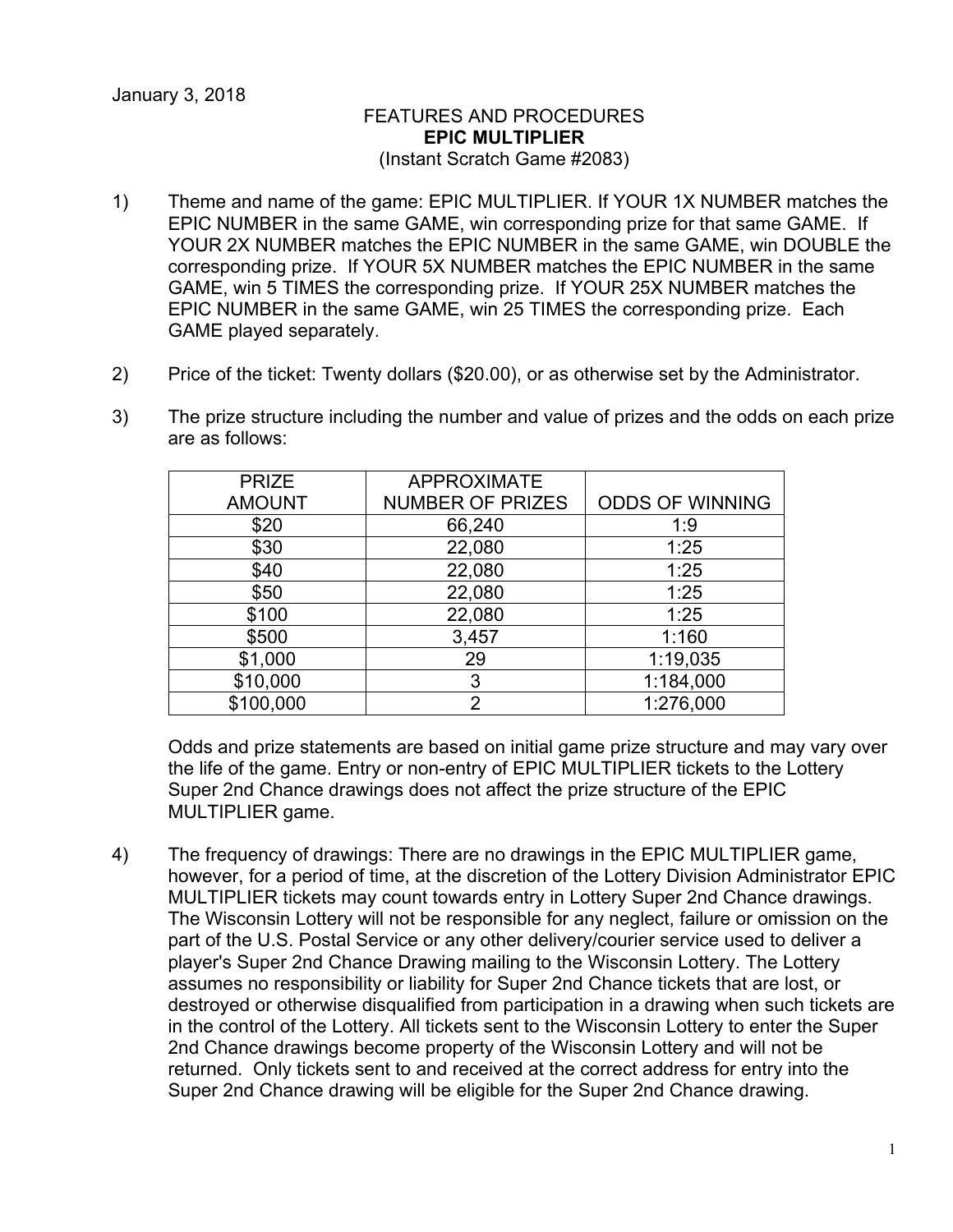January 3, 2018

FEATURES AND PROCEDURES
**EPIC MULTIPLIER**
(Instant Scratch Game #2083)

1) Theme and name of the game: EPIC MULTIPLIER. If YOUR 1X NUMBER matches the EPIC NUMBER in the same GAME, win corresponding prize for that same GAME. If YOUR 2X NUMBER matches the EPIC NUMBER in the same GAME, win DOUBLE the corresponding prize. If YOUR 5X NUMBER matches the EPIC NUMBER in the same GAME, win 5 TIMES the corresponding prize. If YOUR 25X NUMBER matches the EPIC NUMBER in the same GAME, win 25 TIMES the corresponding prize. Each GAME played separately.

2) Price of the ticket: Twenty dollars ($20.00), or as otherwise set by the Administrator.

3) The prize structure including the number and value of prizes and the odds on each prize are as follows:

| PRIZE AMOUNT | APPROXIMATE NUMBER OF PRIZES | ODDS OF WINNING |
|---|---|---|
| $20 | 66,240 | 1:9 |
| $30 | 22,080 | 1:25 |
| $40 | 22,080 | 1:25 |
| $50 | 22,080 | 1:25 |
| $100 | 22,080 | 1:25 |
| $500 | 3,457 | 1:160 |
| $1,000 | 29 | 1:19,035 |
| $10,000 | 3 | 1:184,000 |
| $100,000 | 2 | 1:276,000 |

Odds and prize statements are based on initial game prize structure and may vary over the life of the game. Entry or non-entry of EPIC MULTIPLIER tickets to the Lottery Super 2nd Chance drawings does not affect the prize structure of the EPIC MULTIPLIER game.

4) The frequency of drawings: There are no drawings in the EPIC MULTIPLIER game, however, for a period of time, at the discretion of the Lottery Division Administrator EPIC MULTIPLIER tickets may count towards entry in Lottery Super 2nd Chance drawings. The Wisconsin Lottery will not be responsible for any neglect, failure or omission on the part of the U.S. Postal Service or any other delivery/courier service used to deliver a player's Super 2nd Chance Drawing mailing to the Wisconsin Lottery. The Lottery assumes no responsibility or liability for Super 2nd Chance tickets that are lost, or destroyed or otherwise disqualified from participation in a drawing when such tickets are in the control of the Lottery. All tickets sent to the Wisconsin Lottery to enter the Super 2nd Chance drawings become property of the Wisconsin Lottery and will not be returned. Only tickets sent to and received at the correct address for entry into the Super 2nd Chance drawing will be eligible for the Super 2nd Chance drawing.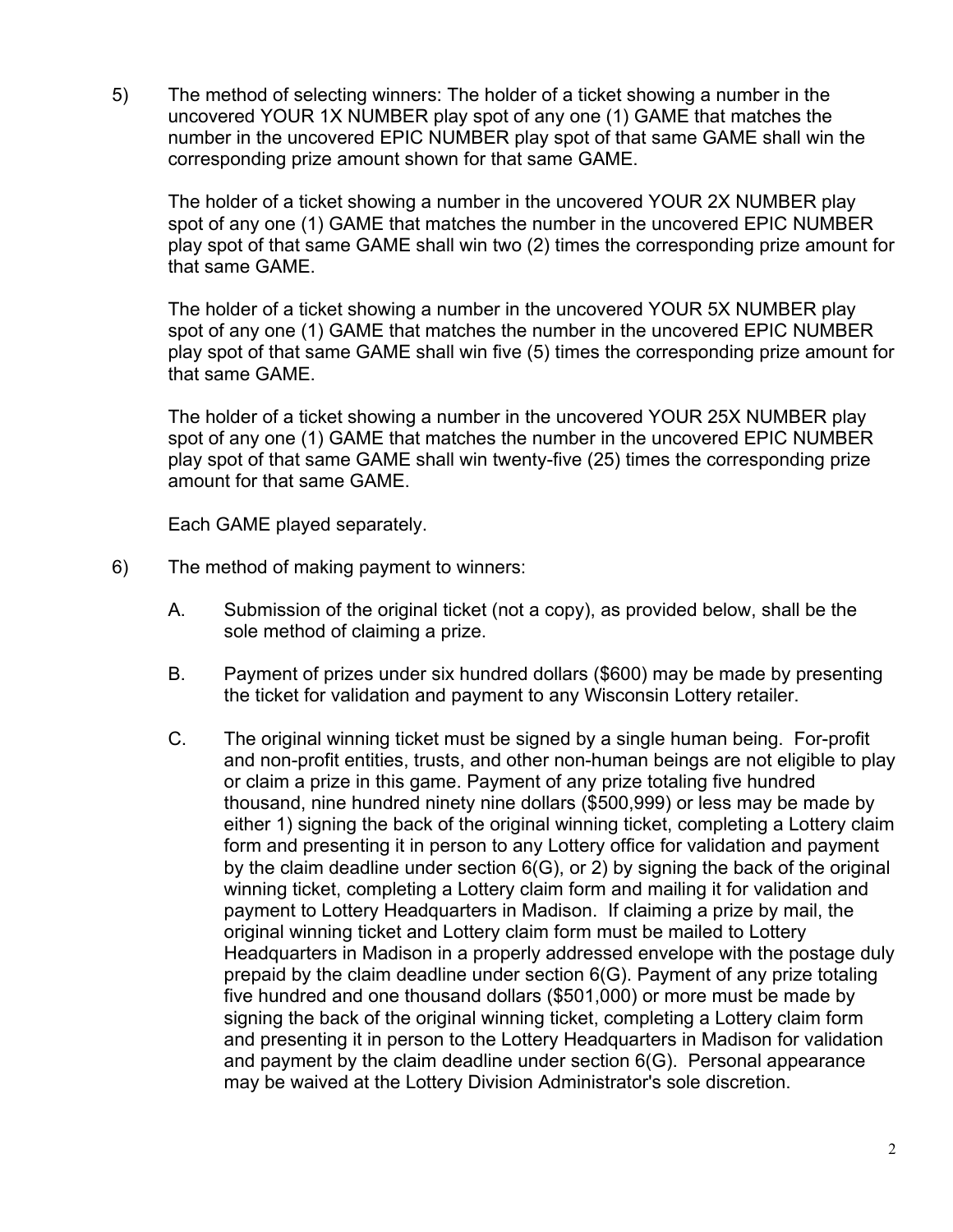5) The method of selecting winners: The holder of a ticket showing a number in the uncovered YOUR 1X NUMBER play spot of any one (1) GAME that matches the number in the uncovered EPIC NUMBER play spot of that same GAME shall win the corresponding prize amount shown for that same GAME.

   The holder of a ticket showing a number in the uncovered YOUR 2X NUMBER play spot of any one (1) GAME that matches the number in the uncovered EPIC NUMBER play spot of that same GAME shall win two (2) times the corresponding prize amount for that same GAME.

   The holder of a ticket showing a number in the uncovered YOUR 5X NUMBER play spot of any one (1) GAME that matches the number in the uncovered EPIC NUMBER play spot of that same GAME shall win five (5) times the corresponding prize amount for that same GAME.

   The holder of a ticket showing a number in the uncovered YOUR 25X NUMBER play spot of any one (1) GAME that matches the number in the uncovered EPIC NUMBER play spot of that same GAME shall win twenty-five (25) times the corresponding prize amount for that same GAME.

   Each GAME played separately.

6) The method of making payment to winners:

   A. Submission of the original ticket (not a copy), as provided below, shall be the sole method of claiming a prize.

   B. Payment of prizes under six hundred dollars ($600) may be made by presenting the ticket for validation and payment to any Wisconsin Lottery retailer.

   C. The original winning ticket must be signed by a single human being. For-profit and non-profit entities, trusts, and other non-human beings are not eligible to play or claim a prize in this game. Payment of any prize totaling five hundred thousand, nine hundred ninety nine dollars ($500,999) or less may be made by either 1) signing the back of the original winning ticket, completing a Lottery claim form and presenting it in person to any Lottery office for validation and payment by the claim deadline under section 6(G), or 2) by signing the back of the original winning ticket, completing a Lottery claim form and mailing it for validation and payment to Lottery Headquarters in Madison. If claiming a prize by mail, the original winning ticket and Lottery claim form must be mailed to Lottery Headquarters in Madison in a properly addressed envelope with the postage duly prepaid by the claim deadline under section 6(G). Payment of any prize totaling five hundred and one thousand dollars ($501,000) or more must be made by signing the back of the original winning ticket, completing a Lottery claim form and presenting it in person to the Lottery Headquarters in Madison for validation and payment by the claim deadline under section 6(G). Personal appearance may be waived at the Lottery Division Administrator's sole discretion.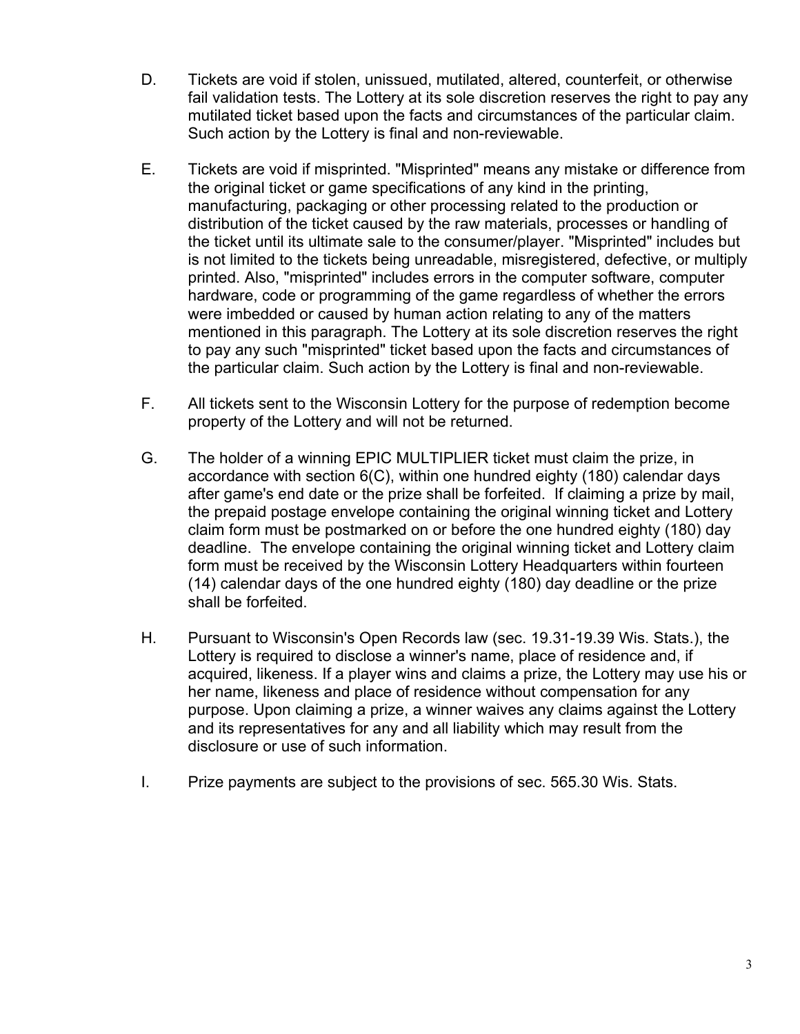D. Tickets are void if stolen, unissued, mutilated, altered, counterfeit, or otherwise fail validation tests. The Lottery at its sole discretion reserves the right to pay any mutilated ticket based upon the facts and circumstances of the particular claim. Such action by the Lottery is final and non-reviewable.

E. Tickets are void if misprinted. "Misprinted" means any mistake or difference from the original ticket or game specifications of any kind in the printing, manufacturing, packaging or other processing related to the production or distribution of the ticket caused by the raw materials, processes or handling of the ticket until its ultimate sale to the consumer/player. "Misprinted" includes but is not limited to the tickets being unreadable, misregistered, defective, or multiply printed. Also, "misprinted" includes errors in the computer software, computer hardware, code or programming of the game regardless of whether the errors were imbedded or caused by human action relating to any of the matters mentioned in this paragraph. The Lottery at its sole discretion reserves the right to pay any such "misprinted" ticket based upon the facts and circumstances of the particular claim. Such action by the Lottery is final and non-reviewable.

F. All tickets sent to the Wisconsin Lottery for the purpose of redemption become property of the Lottery and will not be returned.

G. The holder of a winning EPIC MULTIPLIER ticket must claim the prize, in accordance with section 6(C), within one hundred eighty (180) calendar days after game's end date or the prize shall be forfeited. If claiming a prize by mail, the prepaid postage envelope containing the original winning ticket and Lottery claim form must be postmarked on or before the one hundred eighty (180) day deadline. The envelope containing the original winning ticket and Lottery claim form must be received by the Wisconsin Lottery Headquarters within fourteen (14) calendar days of the one hundred eighty (180) day deadline or the prize shall be forfeited.

H. Pursuant to Wisconsin's Open Records law (sec. 19.31-19.39 Wis. Stats.), the Lottery is required to disclose a winner's name, place of residence and, if acquired, likeness. If a player wins and claims a prize, the Lottery may use his or her name, likeness and place of residence without compensation for any purpose. Upon claiming a prize, a winner waives any claims against the Lottery and its representatives for any and all liability which may result from the disclosure or use of such information.

I. Prize payments are subject to the provisions of sec. 565.30 Wis. Stats.